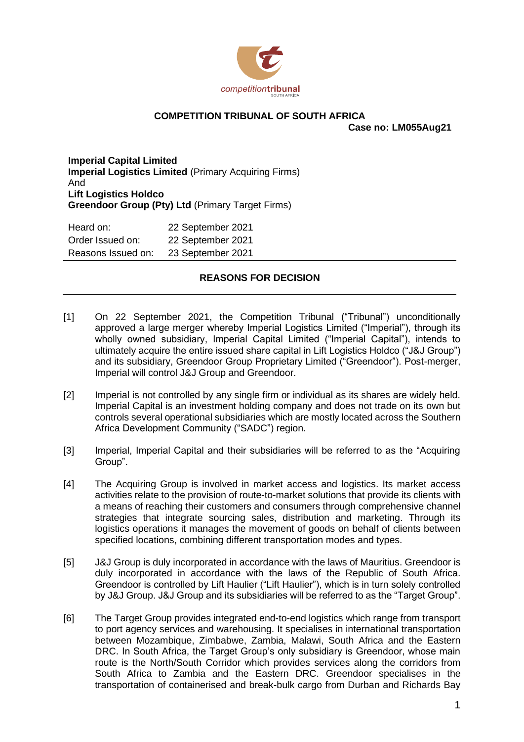**COMPETITION TRIBUNAL OF SOUTH AFRICA**

**Case no: LM055Aug21**

**Imperial Capital Limited**
**Imperial Logistics Limited** (Primary Acquiring Firms)
And
**Lift Logistics Holdco**
**Greendoor Group (Pty) Ltd** (Primary Target Firms)

| | |
|---|---|
| Heard on: | 22 September 2021 |
| Order Issued on: | 22 September 2021 |
| Reasons Issued on: | 23 September 2021 |

---

**REASONS FOR DECISION**

---

[1] On 22 September 2021, the Competition Tribunal ("Tribunal") unconditionally approved a large merger whereby Imperial Logistics Limited ("Imperial"), through its wholly owned subsidiary, Imperial Capital Limited ("Imperial Capital"), intends to ultimately acquire the entire issued share capital in Lift Logistics Holdco ("J&J Group") and its subsidiary, Greendoor Group Proprietary Limited ("Greendoor"). Post-merger, Imperial will control J&J Group and Greendoor.

[2] Imperial is not controlled by any single firm or individual as its shares are widely held. Imperial Capital is an investment holding company and does not trade on its own but controls several operational subsidiaries which are mostly located across the Southern Africa Development Community ("SADC") region.

[3] Imperial, Imperial Capital and their subsidiaries will be referred to as the "Acquiring Group".

[4] The Acquiring Group is involved in market access and logistics. Its market access activities relate to the provision of route-to-market solutions that provide its clients with a means of reaching their customers and consumers through comprehensive channel strategies that integrate sourcing sales, distribution and marketing. Through its logistics operations it manages the movement of goods on behalf of clients between specified locations, combining different transportation modes and types.

[5] J&J Group is duly incorporated in accordance with the laws of Mauritius. Greendoor is duly incorporated in accordance with the laws of the Republic of South Africa. Greendoor is controlled by Lift Haulier ("Lift Haulier"), which is in turn solely controlled by J&J Group. J&J Group and its subsidiaries will be referred to as the "Target Group".

[6] The Target Group provides integrated end-to-end logistics which range from transport to port agency services and warehousing. It specialises in international transportation between Mozambique, Zimbabwe, Zambia, Malawi, South Africa and the Eastern DRC. In South Africa, the Target Group's only subsidiary is Greendoor, whose main route is the North/South Corridor which provides services along the corridors from South Africa to Zambia and the Eastern DRC. Greendoor specialises in the transportation of containerised and break-bulk cargo from Durban and Richards Bay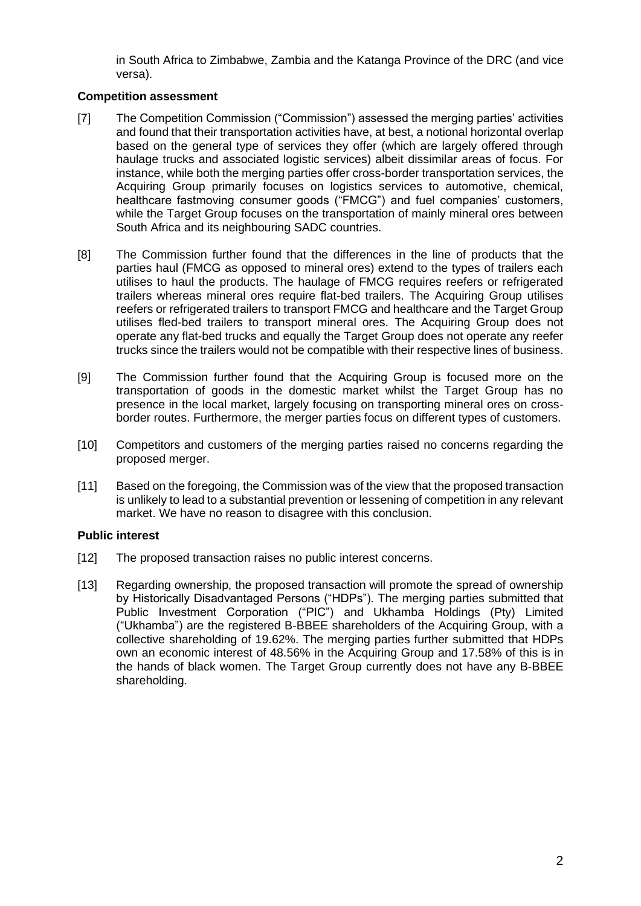in South Africa to Zimbabwe, Zambia and the Katanga Province of the DRC (and vice versa).

**Competition assessment**

[7] The Competition Commission ("Commission") assessed the merging parties' activities and found that their transportation activities have, at best, a notional horizontal overlap based on the general type of services they offer (which are largely offered through haulage trucks and associated logistic services) albeit dissimilar areas of focus. For instance, while both the merging parties offer cross-border transportation services, the Acquiring Group primarily focuses on logistics services to automotive, chemical, healthcare fastmoving consumer goods ("FMCG") and fuel companies' customers, while the Target Group focuses on the transportation of mainly mineral ores between South Africa and its neighbouring SADC countries.

[8] The Commission further found that the differences in the line of products that the parties haul (FMCG as opposed to mineral ores) extend to the types of trailers each utilises to haul the products. The haulage of FMCG requires reefers or refrigerated trailers whereas mineral ores require flat-bed trailers. The Acquiring Group utilises reefers or refrigerated trailers to transport FMCG and healthcare and the Target Group utilises fled-bed trailers to transport mineral ores. The Acquiring Group does not operate any flat-bed trucks and equally the Target Group does not operate any reefer trucks since the trailers would not be compatible with their respective lines of business.

[9] The Commission further found that the Acquiring Group is focused more on the transportation of goods in the domestic market whilst the Target Group has no presence in the local market, largely focusing on transporting mineral ores on cross-border routes. Furthermore, the merger parties focus on different types of customers.

[10] Competitors and customers of the merging parties raised no concerns regarding the proposed merger.

[11] Based on the foregoing, the Commission was of the view that the proposed transaction is unlikely to lead to a substantial prevention or lessening of competition in any relevant market. We have no reason to disagree with this conclusion.

**Public interest**

[12] The proposed transaction raises no public interest concerns.

[13] Regarding ownership, the proposed transaction will promote the spread of ownership by Historically Disadvantaged Persons ("HDPs"). The merging parties submitted that Public Investment Corporation ("PIC") and Ukhamba Holdings (Pty) Limited ("Ukhamba") are the registered B-BBEE shareholders of the Acquiring Group, with a collective shareholding of 19.62%. The merging parties further submitted that HDPs own an economic interest of 48.56% in the Acquiring Group and 17.58% of this is in the hands of black women. The Target Group currently does not have any B-BBEE shareholding.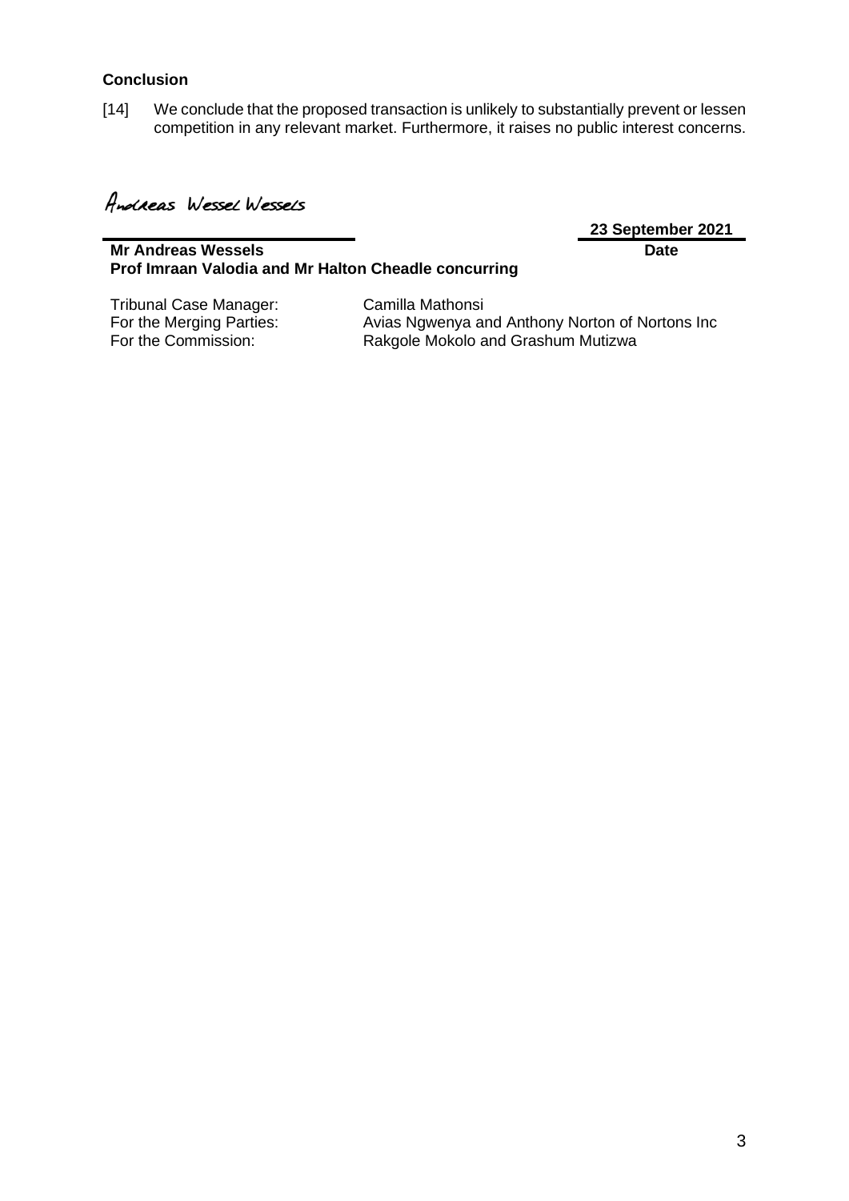**Conclusion**

[14] We conclude that the proposed transaction is unlikely to substantially prevent or lessen competition in any relevant market. Furthermore, it raises no public interest concerns.

Andreas Wessel Wessels

**Mr Andreas Wessels** **23 September 2021**
**Date**

**Prof Imraan Valodia and Mr Halton Cheadle concurring**

Tribunal Case Manager: Camilla Mathonsi
For the Merging Parties: Avias Ngwenya and Anthony Norton of Nortons Inc
For the Commission: Rakgole Mokolo and Grashum Mutizwa